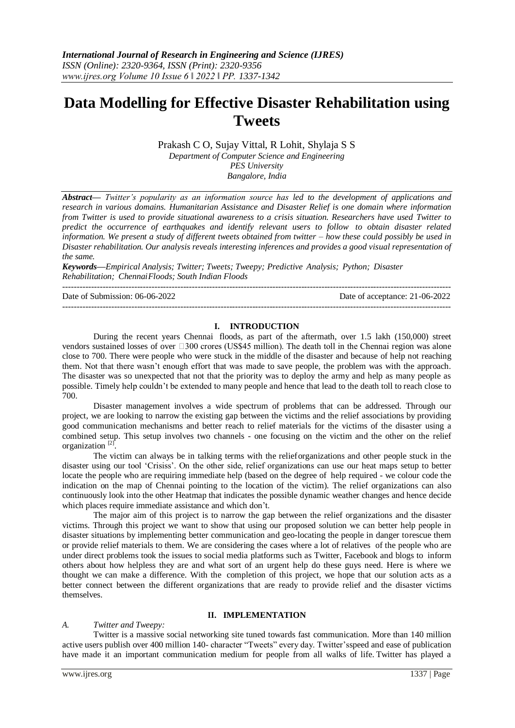# Data Modelling for Effective Disaster Rehabilitation using Tweets

Prakash C O, Sujay Vittal, R Lohit, Shylaja S S

*Department of Computer Science and Engineering*
*PES University*
*Bangalore, India*

***Abstract—*** *Twitter's popularity as an information source has led to the development of applications and research in various domains. Humanitarian Assistance and Disaster Relief is one domain where information from Twitter is used to provide situational awareness to a crisis situation. Researchers have used Twitter to predict the occurrence of earthquakes and identify relevant users to follow to obtain disaster related information. We present a study of different tweets obtained from twitter – how these could possibly be used in Disaster rehabilitation. Our analysis reveals interesting inferences and provides a good visual representation of the same.*

***Keywords—****Empirical Analysis; Twitter; Tweets; Tweepy; Predictive Analysis; Python; Disaster Rehabilitation; ChennaiFloods; South Indian Floods*

---

Date of Submission: 06-06-2022 Date of acceptance: 21-06-2022

---

## I. INTRODUCTION

During the recent years Chennai floods, as part of the aftermath, over 1.5 lakh (150,000) street vendors sustained losses of over ₹300 crores (US$45 million). The death toll in the Chennai region was alone close to 700. There were people who were stuck in the middle of the disaster and because of help not reaching them. Not that there wasn't enough effort that was made to save people, the problem was with the approach. The disaster was so unexpected that not that the priority was to deploy the army and help as many people as possible. Timely help couldn't be extended to many people and hence that lead to the death toll to reach close to 700.

Disaster management involves a wide spectrum of problems that can be addressed. Through our project, we are looking to narrow the existing gap between the victims and the relief associations by providing good communication mechanisms and better reach to relief materials for the victims of the disaster using a combined setup. This setup involves two channels - one focusing on the victim and the other on the relief organization [2].

The victim can always be in talking terms with the relief organizations and other people stuck in the disaster using our tool 'Crisiss'. On the other side, relief organizations can use our heat maps setup to better locate the people who are requiring immediate help (based on the degree of help required - we colour code the indication on the map of Chennai pointing to the location of the victim). The relief organizations can also continuously look into the other Heatmap that indicates the possible dynamic weather changes and hence decide which places require immediate assistance and which don't.

The major aim of this project is to narrow the gap between the relief organizations and the disaster victims. Through this project we want to show that using our proposed solution we can better help people in disaster situations by implementing better communication and geo-locating the people in danger torescue them or provide relief materials to them. We are considering the cases where a lot of relatives of the people who are under direct problems took the issues to social media platforms such as Twitter, Facebook and blogs to inform others about how helpless they are and what sort of an urgent help do these guys need. Here is where we thought we can make a difference. With the completion of this project, we hope that our solution acts as a better connect between the different organizations that are ready to provide relief and the disaster victims themselves.

## II. IMPLEMENTATION

### *A. Twitter and Tweepy:*

Twitter is a massive social networking site tuned towards fast communication. More than 140 million active users publish over 400 million 140- character "Tweets" every day. Twitter'sspeed and ease of publication have made it an important communication medium for people from all walks of life. Twitter has played a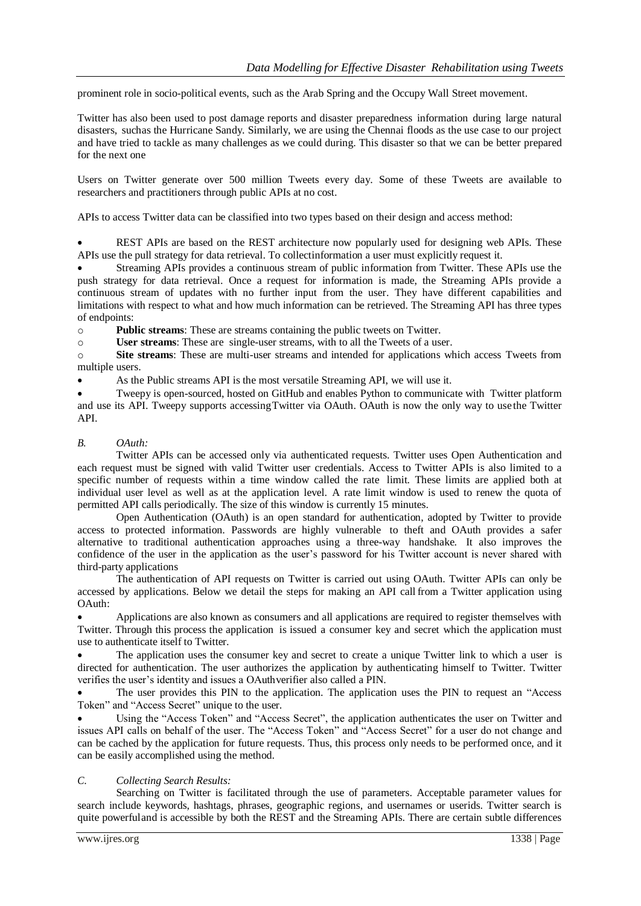prominent role in socio-political events, such as the Arab Spring and the Occupy Wall Street movement.

Twitter has also been used to post damage reports and disaster preparedness information during large natural disasters, suchas the Hurricane Sandy. Similarly, we are using the Chennai floods as the use case to our project and have tried to tackle as many challenges as we could during. This disaster so that we can be better prepared for the next one

Users on Twitter generate over 500 million Tweets every day. Some of these Tweets are available to researchers and practitioners through public APIs at no cost.

APIs to access Twitter data can be classified into two types based on their design and access method:

- REST APIs are based on the REST architecture now popularly used for designing web APIs. These APIs use the pull strategy for data retrieval. To collectinformation a user must explicitly request it.
- Streaming APIs provides a continuous stream of public information from Twitter. These APIs use the push strategy for data retrieval. Once a request for information is made, the Streaming APIs provide a continuous stream of updates with no further input from the user. They have different capabilities and limitations with respect to what and how much information can be retrieved. The Streaming API has three types of endpoints:
  - **Public streams**: These are streams containing the public tweets on Twitter.
  - **User streams**: These are single-user streams, with to all the Tweets of a user.
  - **Site streams**: These are multi-user streams and intended for applications which access Tweets from multiple users.
- As the Public streams API is the most versatile Streaming API, we will use it.
- Tweepy is open-sourced, hosted on GitHub and enables Python to communicate with Twitter platform and use its API. Tweepy supports accessingTwitter via OAuth. OAuth is now the only way to usethe Twitter API.

### *B. OAuth:*

Twitter APIs can be accessed only via authenticated requests. Twitter uses Open Authentication and each request must be signed with valid Twitter user credentials. Access to Twitter APIs is also limited to a specific number of requests within a time window called the rate limit. These limits are applied both at individual user level as well as at the application level. A rate limit window is used to renew the quota of permitted API calls periodically. The size of this window is currently 15 minutes.

Open Authentication (OAuth) is an open standard for authentication, adopted by Twitter to provide access to protected information. Passwords are highly vulnerable to theft and OAuth provides a safer alternative to traditional authentication approaches using a three-way handshake. It also improves the confidence of the user in the application as the user's password for his Twitter account is never shared with third-party applications

The authentication of API requests on Twitter is carried out using OAuth. Twitter APIs can only be accessed by applications. Below we detail the steps for making an API call from a Twitter application using OAuth:

- Applications are also known as consumers and all applications are required to register themselves with Twitter. Through this process the application is issued a consumer key and secret which the application must use to authenticate itself to Twitter.
- The application uses the consumer key and secret to create a unique Twitter link to which a user is directed for authentication. The user authorizes the application by authenticating himself to Twitter. Twitter verifies the user's identity and issues a OAuthverifier also called a PIN.
- The user provides this PIN to the application. The application uses the PIN to request an "Access Token" and "Access Secret" unique to the user.
- Using the "Access Token" and "Access Secret", the application authenticates the user on Twitter and issues API calls on behalf of the user. The "Access Token" and "Access Secret" for a user do not change and can be cached by the application for future requests. Thus, this process only needs to be performed once, and it can be easily accomplished using the method.

### *C. Collecting Search Results:*

Searching on Twitter is facilitated through the use of parameters. Acceptable parameter values for search include keywords, hashtags, phrases, geographic regions, and usernames or userids. Twitter search is quite powerfuland is accessible by both the REST and the Streaming APIs. There are certain subtle differences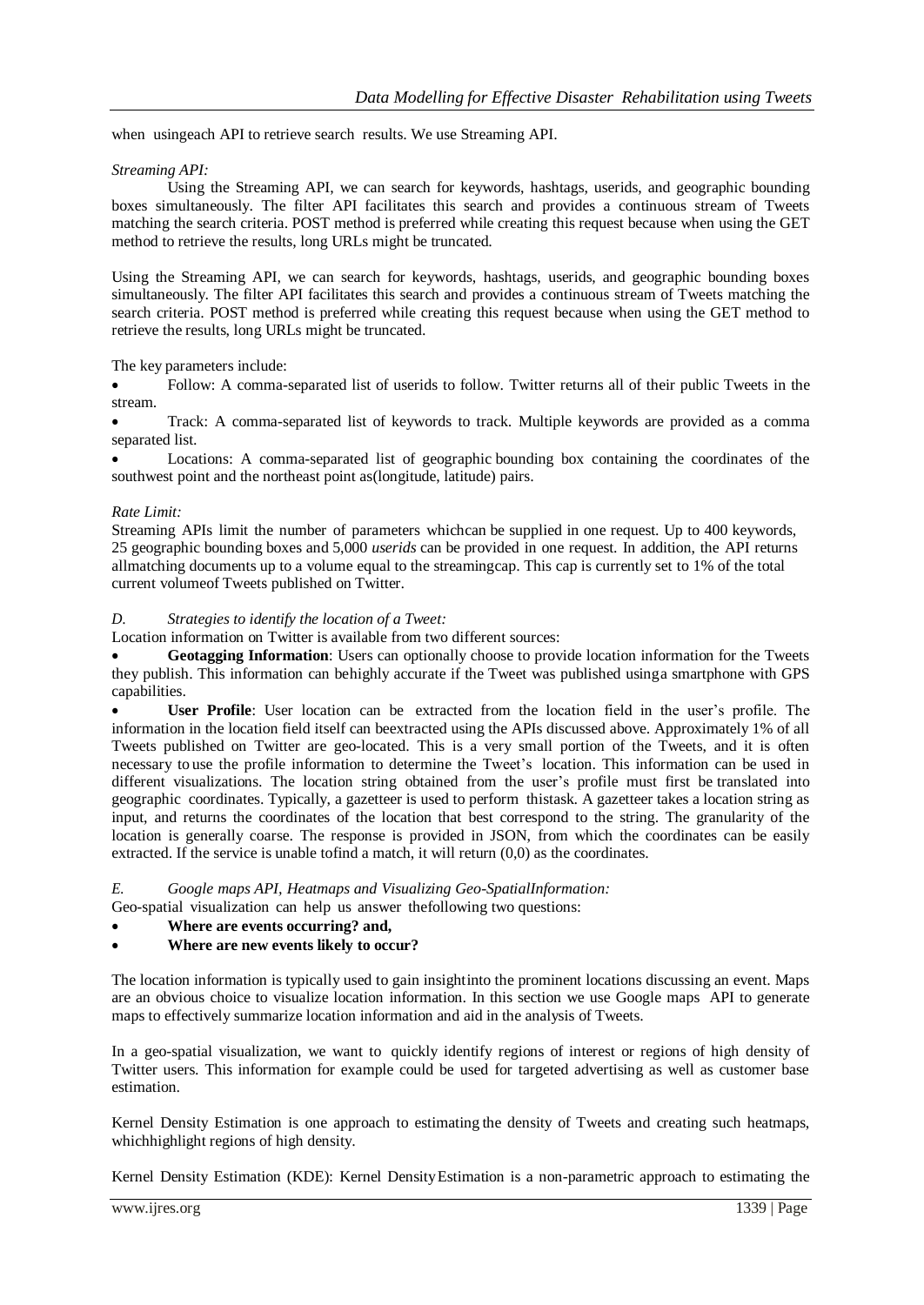when usingeach API to retrieve search results. We use Streaming API.

*Streaming API:*

Using the Streaming API, we can search for keywords, hashtags, userids, and geographic bounding boxes simultaneously. The filter API facilitates this search and provides a continuous stream of Tweets matching the search criteria. POST method is preferred while creating this request because when using the GET method to retrieve the results, long URLs might be truncated.

Using the Streaming API, we can search for keywords, hashtags, userids, and geographic bounding boxes simultaneously. The filter API facilitates this search and provides a continuous stream of Tweets matching the search criteria. POST method is preferred while creating this request because when using the GET method to retrieve the results, long URLs might be truncated.

The key parameters include:

- Follow: A comma-separated list of userids to follow. Twitter returns all of their public Tweets in the stream.
- Track: A comma-separated list of keywords to track. Multiple keywords are provided as a comma separated list.
- Locations: A comma-separated list of geographic bounding box containing the coordinates of the southwest point and the northeast point as(longitude, latitude) pairs.

*Rate Limit:*

Streaming APIs limit the number of parameters whichcan be supplied in one request. Up to 400 keywords, 25 geographic bounding boxes and 5,000 *userids* can be provided in one request. In addition, the API returns allmatching documents up to a volume equal to the streamingcap. This cap is currently set to 1% of the total current volumeof Tweets published on Twitter.

*D. Strategies to identify the location of a Tweet:*

Location information on Twitter is available from two different sources:

- **Geotagging Information**: Users can optionally choose to provide location information for the Tweets they publish. This information can behighly accurate if the Tweet was published usinga smartphone with GPS capabilities.
- **User Profile**: User location can be extracted from the location field in the user's profile. The information in the location field itself can beextracted using the APIs discussed above. Approximately 1% of all Tweets published on Twitter are geo-located. This is a very small portion of the Tweets, and it is often necessary to use the profile information to determine the Tweet's location. This information can be used in different visualizations. The location string obtained from the user's profile must first be translated into geographic coordinates. Typically, a gazetteer is used to perform thistask. A gazetteer takes a location string as input, and returns the coordinates of the location that best correspond to the string. The granularity of the location is generally coarse. The response is provided in JSON, from which the coordinates can be easily extracted. If the service is unable tofind a match, it will return (0,0) as the coordinates.

*E. Google maps API, Heatmaps and Visualizing Geo-SpatialInformation:*

Geo-spatial visualization can help us answer thefollowing two questions:

- **Where are events occurring? and,**
- **Where are new events likely to occur?**

The location information is typically used to gain insightinto the prominent locations discussing an event. Maps are an obvious choice to visualize location information. In this section we use Google maps API to generate maps to effectively summarize location information and aid in the analysis of Tweets.

In a geo-spatial visualization, we want to quickly identify regions of interest or regions of high density of Twitter users. This information for example could be used for targeted advertising as well as customer base estimation.

Kernel Density Estimation is one approach to estimating the density of Tweets and creating such heatmaps, whichhighlight regions of high density.

Kernel Density Estimation (KDE): Kernel DensityEstimation is a non-parametric approach to estimating the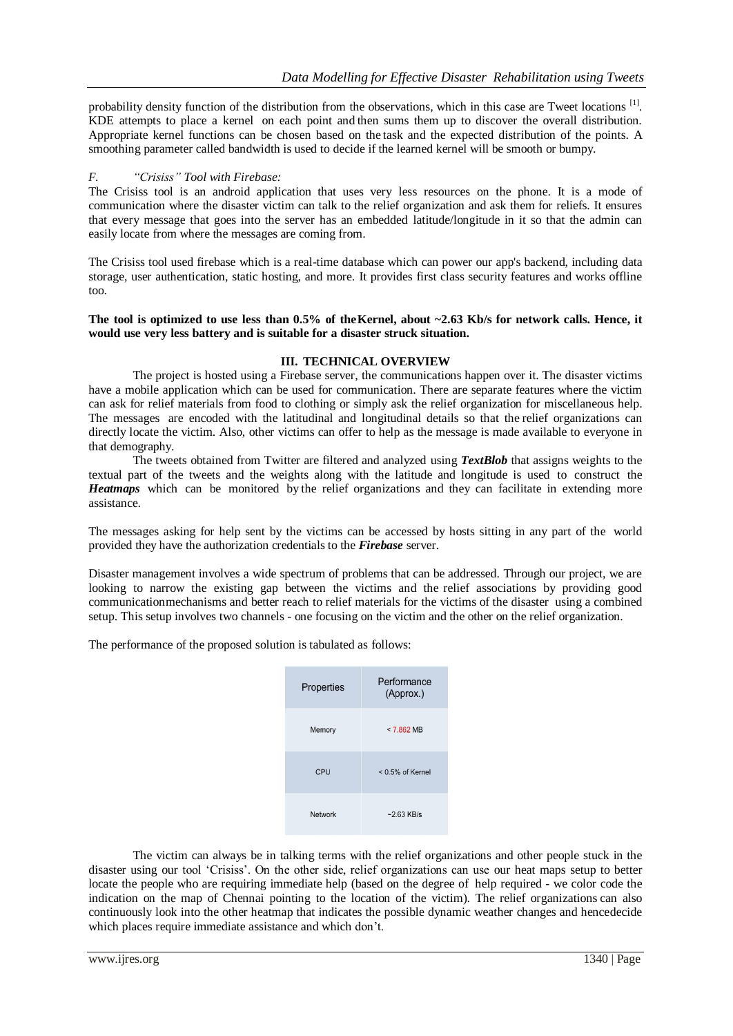probability density function of the distribution from the observations, which in this case are Tweet locations [1]. KDE attempts to place a kernel on each point and then sums them up to discover the overall distribution. Appropriate kernel functions can be chosen based on the task and the expected distribution of the points. A smoothing parameter called bandwidth is used to decide if the learned kernel will be smooth or bumpy.

### F. *"Crisiss" Tool with Firebase:*

The Crisiss tool is an android application that uses very less resources on the phone. It is a mode of communication where the disaster victim can talk to the relief organization and ask them for reliefs. It ensures that every message that goes into the server has an embedded latitude/longitude in it so that the admin can easily locate from where the messages are coming from.

The Crisiss tool used firebase which is a real-time database which can power our app's backend, including data storage, user authentication, static hosting, and more. It provides first class security features and works offline too.

**The tool is optimized to use less than 0.5% of theKernel, about ~2.63 Kb/s for network calls. Hence, it would use very less battery and is suitable for a disaster struck situation.**

## III. TECHNICAL OVERVIEW

The project is hosted using a Firebase server, the communications happen over it. The disaster victims have a mobile application which can be used for communication. There are separate features where the victim can ask for relief materials from food to clothing or simply ask the relief organization for miscellaneous help. The messages are encoded with the latitudinal and longitudinal details so that the relief organizations can directly locate the victim. Also, other victims can offer to help as the message is made available to everyone in that demography.

The tweets obtained from Twitter are filtered and analyzed using ***TextBlob*** that assigns weights to the textual part of the tweets and the weights along with the latitude and longitude is used to construct the ***Heatmaps*** which can be monitored by the relief organizations and they can facilitate in extending more assistance.

The messages asking for help sent by the victims can be accessed by hosts sitting in any part of the world provided they have the authorization credentials to the ***Firebase*** server.

Disaster management involves a wide spectrum of problems that can be addressed. Through our project, we are looking to narrow the existing gap between the victims and the relief associations by providing good communicationmechanisms and better reach to relief materials for the victims of the disaster using a combined setup. This setup involves two channels - one focusing on the victim and the other on the relief organization.

The performance of the proposed solution is tabulated as follows:

| Properties | Performance (Approx.) |
| --- | --- |
| Memory | < 7.862 MB |
| CPU | < 0.5% of Kernel |
| Network | ~2.63 KB/s |

The victim can always be in talking terms with the relief organizations and other people stuck in the disaster using our tool 'Crisiss'. On the other side, relief organizations can use our heat maps setup to better locate the people who are requiring immediate help (based on the degree of help required - we color code the indication on the map of Chennai pointing to the location of the victim). The relief organizations can also continuously look into the other heatmap that indicates the possible dynamic weather changes and hencedecide which places require immediate assistance and which don't.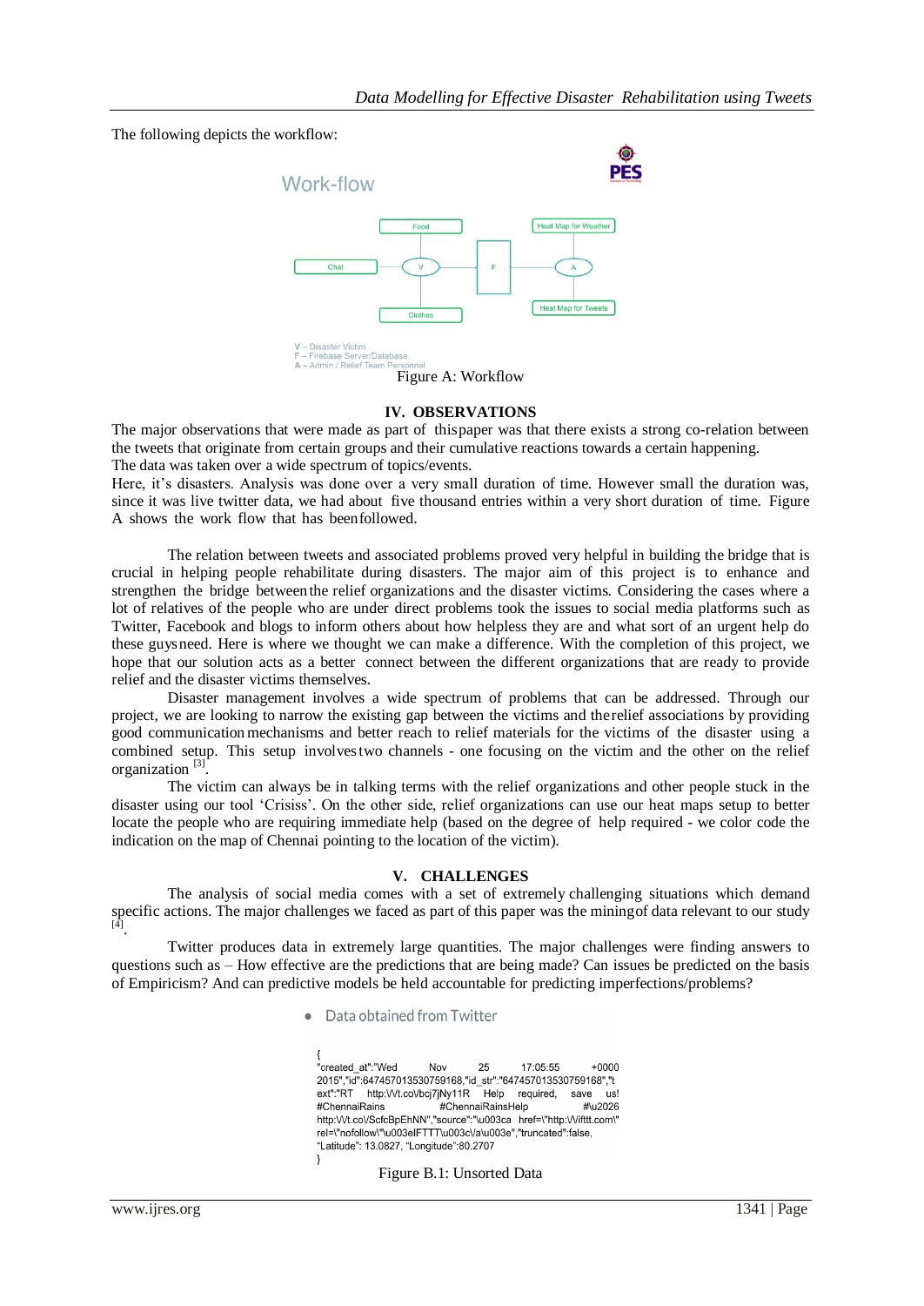The following depicts the workflow:

Figure A: Workflow

## IV. OBSERVATIONS

The major observations that were made as part of this paper was that there exists a strong co-relation between the tweets that originate from certain groups and their cumulative reactions towards a certain happening. The data was taken over a wide spectrum of topics/events.

Here, it's disasters. Analysis was done over a very small duration of time. However small the duration was, since it was live twitter data, we had about five thousand entries within a very short duration of time. Figure A shows the work flow that has been followed.

The relation between tweets and associated problems proved very helpful in building the bridge that is crucial in helping people rehabilitate during disasters. The major aim of this project is to enhance and strengthen the bridge between the relief organizations and the disaster victims. Considering the cases where a lot of relatives of the people who are under direct problems took the issues to social media platforms such as Twitter, Facebook and blogs to inform others about how helpless they are and what sort of an urgent help do these guys need. Here is where we thought we can make a difference. With the completion of this project, we hope that our solution acts as a better connect between the different organizations that are ready to provide relief and the disaster victims themselves.

Disaster management involves a wide spectrum of problems that can be addressed. Through our project, we are looking to narrow the existing gap between the victims and the relief associations by providing good communication mechanisms and better reach to relief materials for the victims of the disaster using a combined setup. This setup involves two channels - one focusing on the victim and the other on the relief organization [3].

The victim can always be in talking terms with the relief organizations and other people stuck in the disaster using our tool 'Crisiss'. On the other side, relief organizations can use our heat maps setup to better locate the people who are requiring immediate help (based on the degree of help required - we color code the indication on the map of Chennai pointing to the location of the victim).

## V. CHALLENGES

The analysis of social media comes with a set of extremely challenging situations which demand specific actions. The major challenges we faced as part of this paper was the mining of data relevant to our study [4].

Twitter produces data in extremely large quantities. The major challenges were finding answers to questions such as – How effective are the predictions that are being made? Can issues be predicted on the basis of Empiricism? And can predictive models be held accountable for predicting imperfections/problems?

- Data obtained from Twitter

```
{
"created_at":"Wed Nov 25 17:05:55 +0000 2015","id":647457013530759168,"id_str":"647457013530759168","text":"RT http:\/\/t.co\/bcj7jNy11R Help required, save us! #ChennaiRains #ChennaiRainsHelp #\u2026 http:\/\/t.co\/ScfcBpEhNN","source":"\u003ca href=\"http:\/\/ifttt.com\" rel=\"nofollow\"\u003eIFTTT\u003c\/a\u003e","truncated":false, "Latitude": 13.0827, "Longitude":80.2707
}
```

Figure B.1: Unsorted Data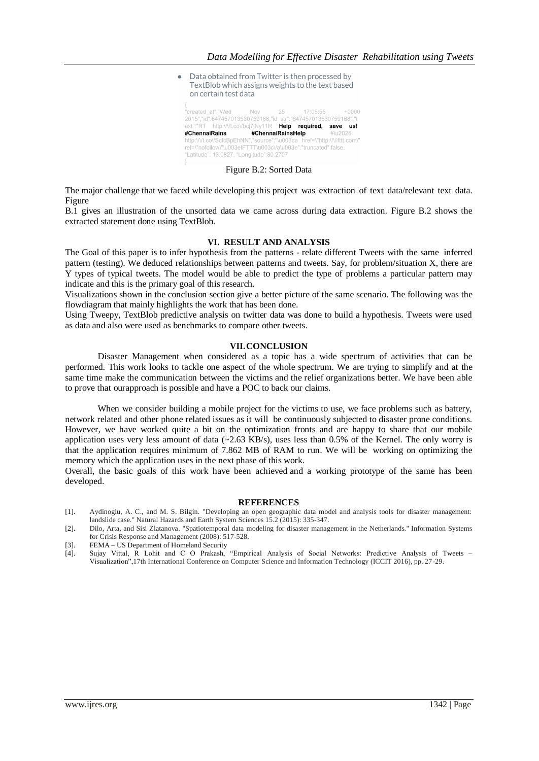- Data obtained from Twitter is then processed by TextBlob which assigns weights to the text based on certain test data

```
{
"created_at":"Wed Nov 25 17:05:55 +0000 2015","id":647457013530759168,"id_str":"647457013530759168","text":"RT http:\/\/t.co\/bcj7jNy11R Help required, save us! #ChennaiRains #ChennaiRainsHelp #\u2026 http:\/\/t.co\/ScfcBpEhNN","source":"\u003ca href=\"http:\/\/ifttt.com\" rel=\"nofollow\"\u003eIFTTT\u003c\/a\u003e","truncated":false, "Latitude": 13.0827, "Longitude":80.2707
}
```

Figure B.2: Sorted Data

The major challenge that we faced while developing this project was extraction of text data/relevant text data. Figure B.1 gives an illustration of the unsorted data we came across during data extraction. Figure B.2 shows the extracted statement done using TextBlob.

## VI. RESULT AND ANALYSIS

The Goal of this paper is to infer hypothesis from the patterns - relate different Tweets with the same inferred pattern (testing). We deduced relationships between patterns and tweets. Say, for problem/situation X, there are Y types of typical tweets. The model would be able to predict the type of problems a particular pattern may indicate and this is the primary goal of this research.

Visualizations shown in the conclusion section give a better picture of the same scenario. The following was the flowdiagram that mainly highlights the work that has been done.

Using Tweepy, TextBlob predictive analysis on twitter data was done to build a hypothesis. Tweets were used as data and also were used as benchmarks to compare other tweets.

## VII. CONCLUSION

Disaster Management when considered as a topic has a wide spectrum of activities that can be performed. This work looks to tackle one aspect of the whole spectrum. We are trying to simplify and at the same time make the communication between the victims and the relief organizations better. We have been able to prove that ourapproach is possible and have a POC to back our claims.

When we consider building a mobile project for the victims to use, we face problems such as battery, network related and other phone related issues as it will be continuously subjected to disaster prone conditions. However, we have worked quite a bit on the optimization fronts and are happy to share that our mobile application uses very less amount of data (~2.63 KB/s), uses less than 0.5% of the Kernel. The only worry is that the application requires minimum of 7.862 MB of RAM to run. We will be working on optimizing the memory which the application uses in the next phase of this work.

Overall, the basic goals of this work have been achieved and a working prototype of the same has been developed.

## REFERENCES

[1]. Aydinoglu, A. C., and M. S. Bilgin. "Developing an open geographic data model and analysis tools for disaster management: landslide case." Natural Hazards and Earth System Sciences 15.2 (2015): 335-347.

[2]. Dilo, Arta, and Sisi Zlatanova. "Spatiotemporal data modeling for disaster management in the Netherlands." Information Systems for Crisis Response and Management (2008): 517-528.

[3]. FEMA – US Department of Homeland Security

[4]. Sujay Vittal, R Lohit and C O Prakash, "Empirical Analysis of Social Networks: Predictive Analysis of Tweets – Visualization",17th International Conference on Computer Science and Information Technology (ICCIT 2016), pp. 27-29.